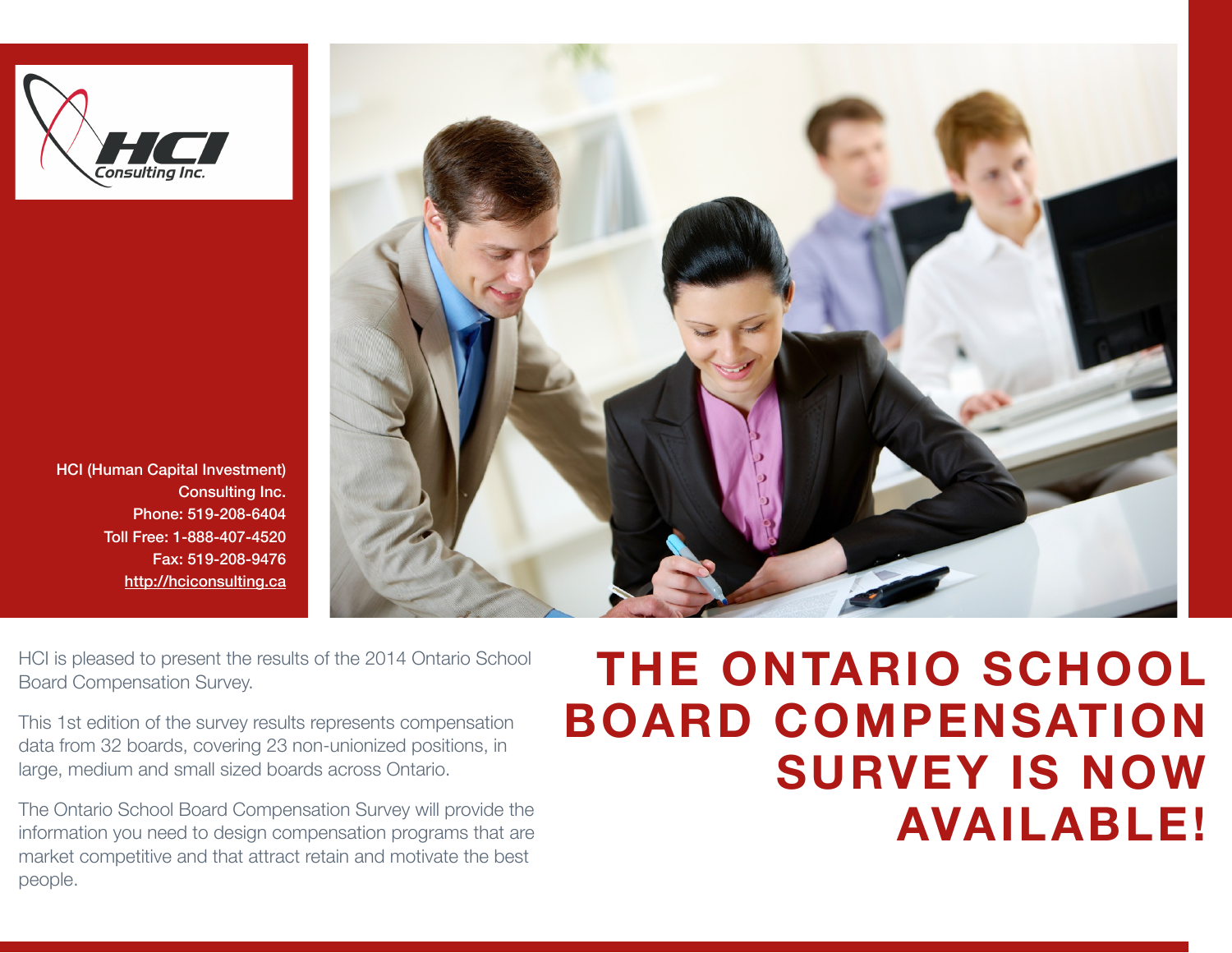HCI Consulting Inc.

HCI (Human Capital Investment) Consulting Inc.
Phone: 519-208-6404
Toll Free: 1-888-407-4520
Fax: 519-208-9476
http://hciconsulting.ca

# THE ONTARIO SCHOOL BOARD COMPENSATION SURVEY IS NOW AVAILABLE!

HCI is pleased to present the results of the 2014 Ontario School Board Compensation Survey.

This 1st edition of the survey results represents compensation data from 32 boards, covering 23 non-unionized positions, in large, medium and small sized boards across Ontario.

The Ontario School Board Compensation Survey will provide the information you need to design compensation programs that are market competitive and that attract retain and motivate the best people.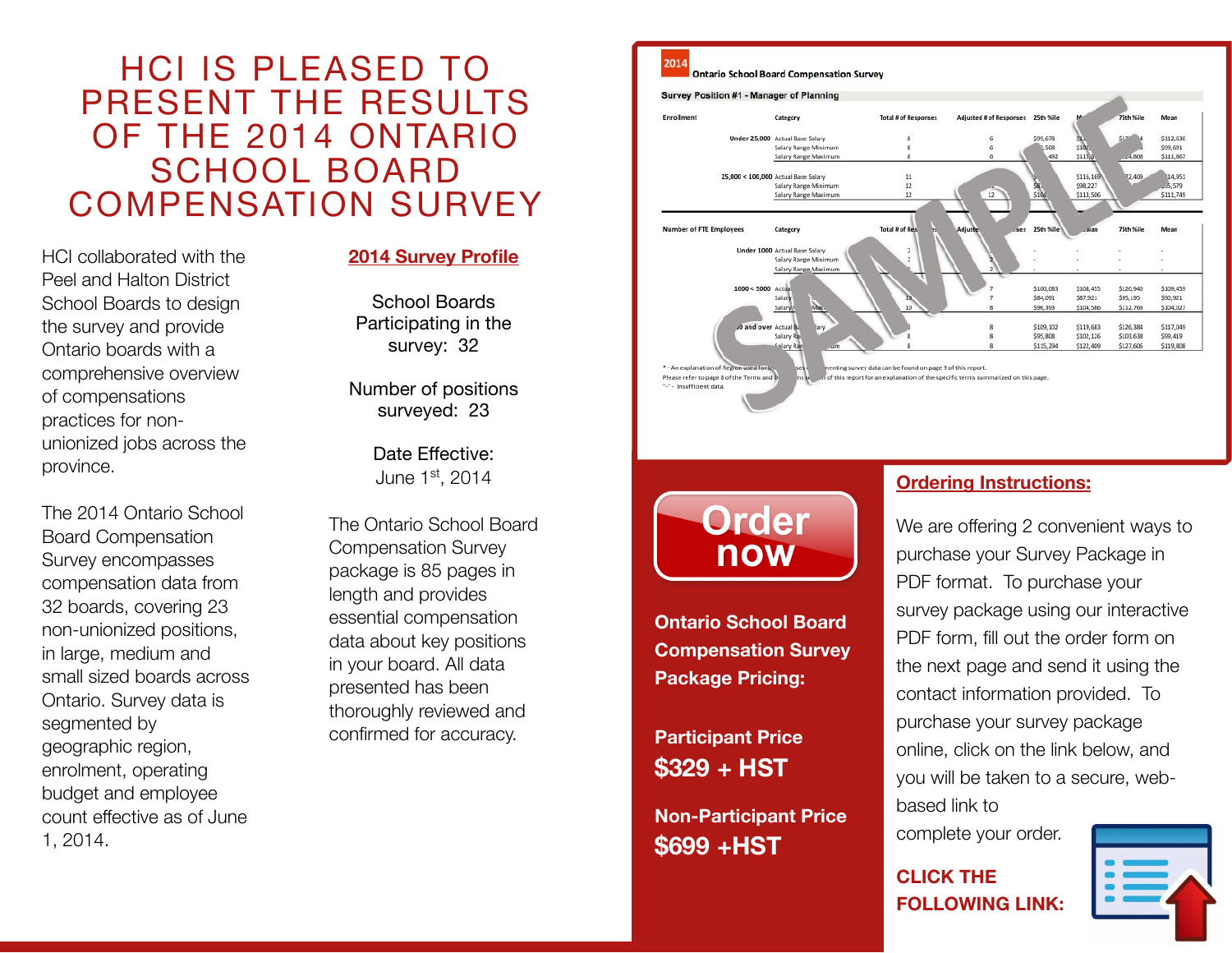# HCI IS PLEASED TO PRESENT THE RESULTS OF THE 2014 ONTARIO SCHOOL BOARD COMPENSATION SURVEY

HCI collaborated with the Peel and Halton District School Boards to design the survey and provide Ontario boards with a comprehensive overview of compensations practices for non-unionized jobs across the province.

The 2014 Ontario School Board Compensation Survey encompasses compensation data from 32 boards, covering 23 non-unionized positions, in large, medium and small sized boards across Ontario. Survey data is segmented by geographic region, enrolment, operating budget and employee count effective as of June 1, 2014.

## 2014 Survey Profile

School Boards Participating in the survey: 32

Number of positions surveyed: 23

Date Effective: June 1st, 2014

The Ontario School Board Compensation Survey package is 85 pages in length and provides essential compensation data about key positions in your board. All data presented has been thoroughly reviewed and confirmed for accuracy.

**Order now**

**Ontario School Board Compensation Survey Package Pricing:**

**Participant Price**
**$329 + HST**

**Non-Participant Price**
**$699 +HST**

## Ordering Instructions:

We are offering 2 convenient ways to purchase your Survey Package in PDF format. To purchase your survey package using our interactive PDF form, fill out the order form on the next page and send it using the contact information provided. To purchase your survey package online, click on the link below, and you will be taken to a secure, web-based link to complete your order.

**CLICK THE FOLLOWING LINK:**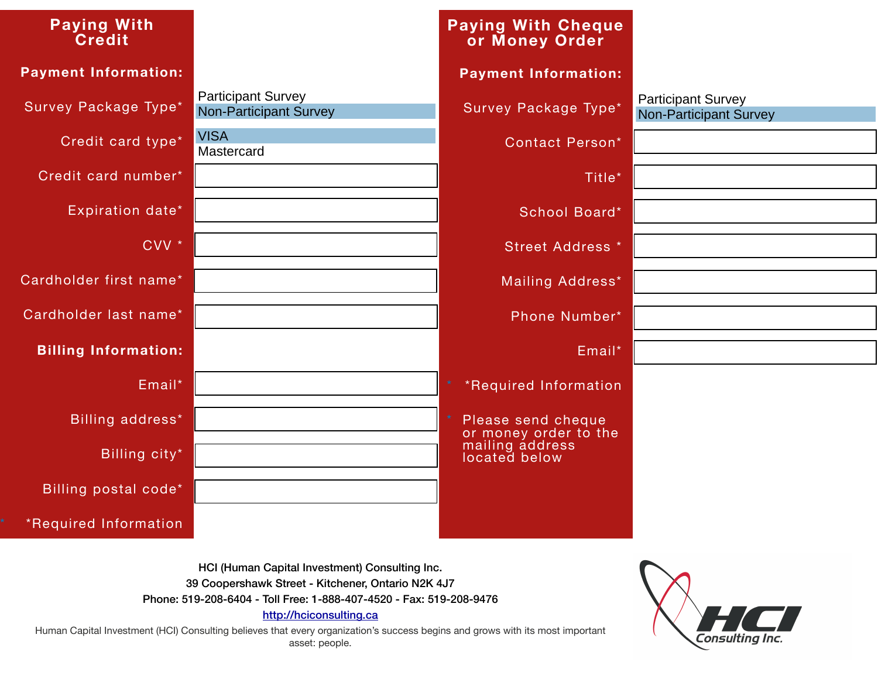## Paying With Credit

**Payment Information:**

Survey Package Type*
- Participant Survey
- Non-Participant Survey

Credit card type*
- VISA
- Mastercard

Credit card number*

Expiration date*

CVV *

Cardholder first name*

Cardholder last name*

**Billing Information:**

Email*

Billing address*

Billing city*

Billing postal code*

*Required Information

## Paying With Cheque or Money Order

**Payment Information:**

Survey Package Type*
- Participant Survey
- Non-Participant Survey

Contact Person*

Title*

School Board*

Street Address *

Mailing Address*

Phone Number*

Email*

*Required Information

Please send cheque or money order to the mailing address located below

**HCI (Human Capital Investment) Consulting Inc.**
**39 Coopershawk Street - Kitchener, Ontario N2K 4J7**
**Phone: 519-208-6404 - Toll Free: 1-888-407-4520 - Fax: 519-208-9476**
http://hciconsulting.ca

Human Capital Investment (HCI) Consulting believes that every organization's success begins and grows with its most important asset: people.

HCI Consulting Inc.